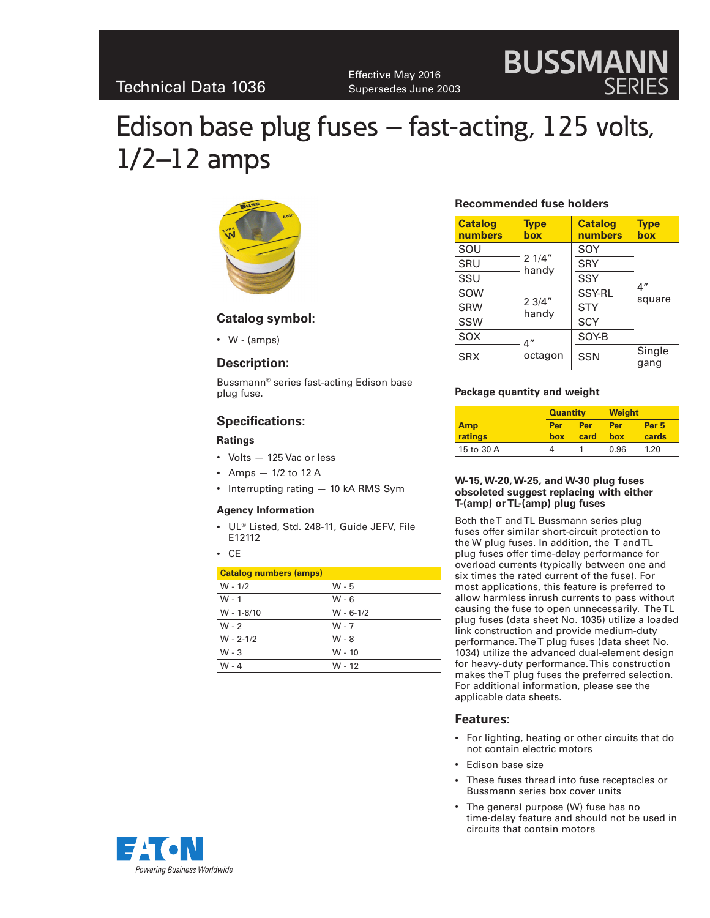Technical Data 1036

Effective May 2016
Supersedes June 2003

# Edison base plug fuses – fast-acting, 125 volts, 1/2–12 amps

## Catalog symbol:

- W - (amps)

## Description:

Bussmann® series fast-acting Edison base plug fuse.

## Specifications:

### Ratings

- Volts — 125 Vac or less
- Amps — 1/2 to 12 A
- Interrupting rating — 10 kA RMS Sym

### Agency Information

- UL® Listed, Std. 248-11, Guide JEFV, File E12112
- CE

| Catalog numbers (amps) | |
|---|---|
| W - 1/2 | W - 5 |
| W - 1 | W - 6 |
| W - 1-8/10 | W - 6-1/2 |
| W - 2 | W - 7 |
| W - 2-1/2 | W - 8 |
| W - 3 | W - 10 |
| W - 4 | W - 12 |

### Recommended fuse holders

| Catalog numbers | Type box | Catalog numbers | Type box |
|---|---|---|---|
| SOU | 2 1/4" handy | SOY | 4" square |
| SRU | | SRY | |
| SSU | | SSY | |
| SOW | 2 3/4" handy | SSY-RL | |
| SRW | | STY | |
| SSW | | SCY | |
| SOX | 4" octagon | SOY-B | |
| SRX | | SSN | Single gang |

### Package quantity and weight

| Amp ratings | Quantity | | Weight | |
|---|---|---|---|---|
| | Per box | Per card | Per box | Per 5 cards |
| 15 to 30 A | 4 | 1 | 0.96 | 1.20 |

### W-15, W-20, W-25, and W-30 plug fuses obsoleted suggest replacing with either T-(amp) or TL-(amp) plug fuses

Both the T and TL Bussmann series plug fuses offer similar short-circuit protection to the W plug fuses. In addition, the T and TL plug fuses offer time-delay performance for overload currents (typically between one and six times the rated current of the fuse). For most applications, this feature is preferred to allow harmless inrush currents to pass without causing the fuse to open unnecessarily. The TL plug fuses (data sheet No. 1035) utilize a loaded link construction and provide medium-duty performance. The T plug fuses (data sheet No. 1034) utilize the advanced dual-element design for heavy-duty performance. This construction makes the T plug fuses the preferred selection. For additional information, please see the applicable data sheets.

## Features:

- For lighting, heating or other circuits that do not contain electric motors
- Edison base size
- These fuses thread into fuse receptacles or Bussmann series box cover units
- The general purpose (W) fuse has no time-delay feature and should not be used in circuits that contain motors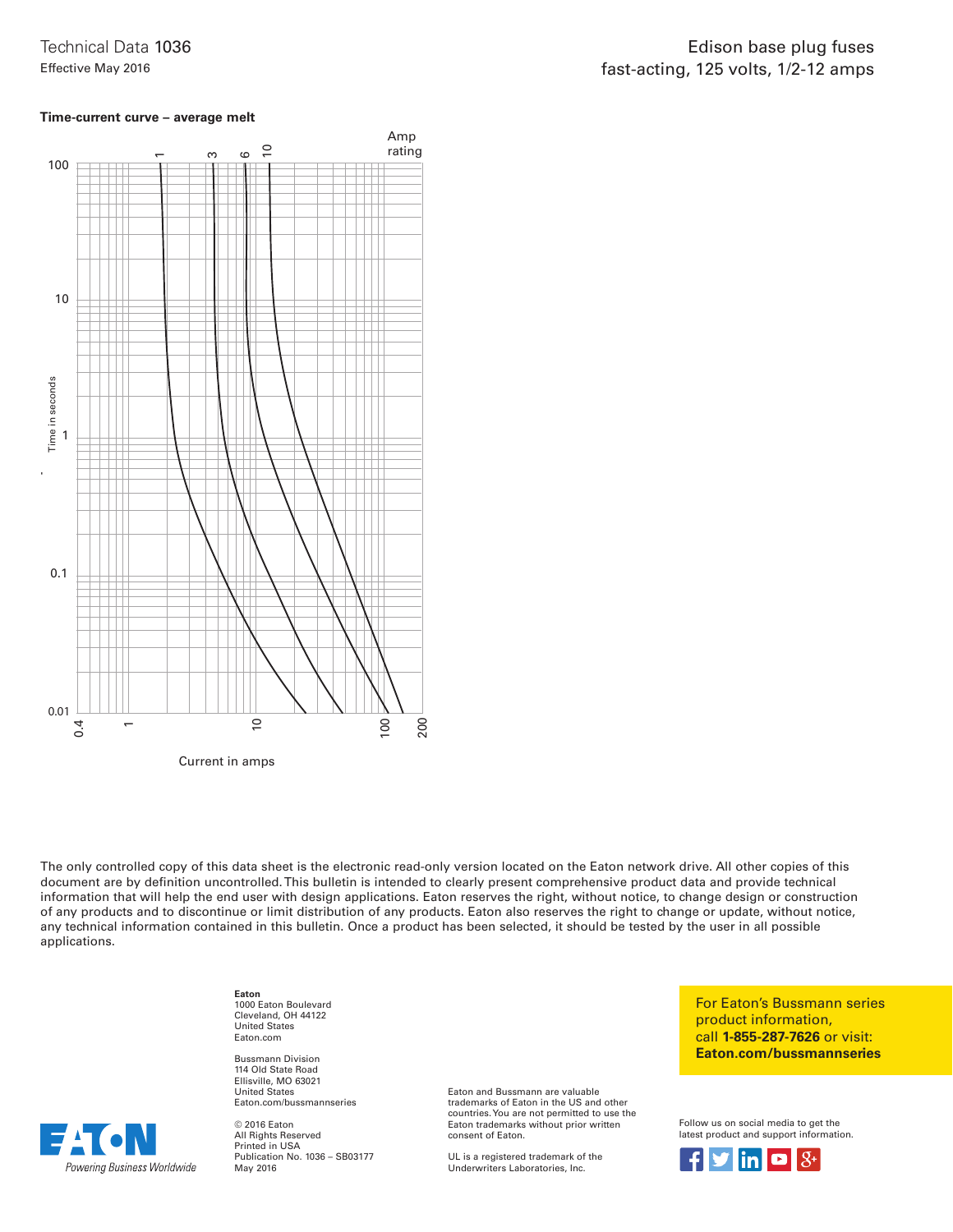## Time-current curve – average melt

Amp rating

1 3 6 10

100

10

1

0.1

0.01

Time in seconds

0.4 1 10 100 200

Current in amps

The only controlled copy of this data sheet is the electronic read-only version located on the Eaton network drive. All other copies of this document are by definition uncontrolled. This bulletin is intended to clearly present comprehensive product data and provide technical information that will help the end user with design applications. Eaton reserves the right, without notice, to change design or construction of any products and to discontinue or limit distribution of any products. Eaton also reserves the right to change or update, without notice, any technical information contained in this bulletin. Once a product has been selected, it should be tested by the user in all possible applications.

**Eaton**
1000 Eaton Boulevard
Cleveland, OH 44122
United States
Eaton.com

Bussmann Division
114 Old State Road
Ellisville, MO 63021
United States
Eaton.com/bussmannseries

© 2016 Eaton
All Rights Reserved
Printed in USA
Publication No. 1036 – SB03177
May 2016

Eaton and Bussmann are valuable trademarks of Eaton in the US and other countries. You are not permitted to use the Eaton trademarks without prior written consent of Eaton.

UL is a registered trademark of the Underwriters Laboratories, Inc.

For Eaton's Bussmann series product information, call **1-855-287-7626** or visit: **Eaton.com/bussmannseries**

Follow us on social media to get the latest product and support information.

*Powering Business Worldwide*